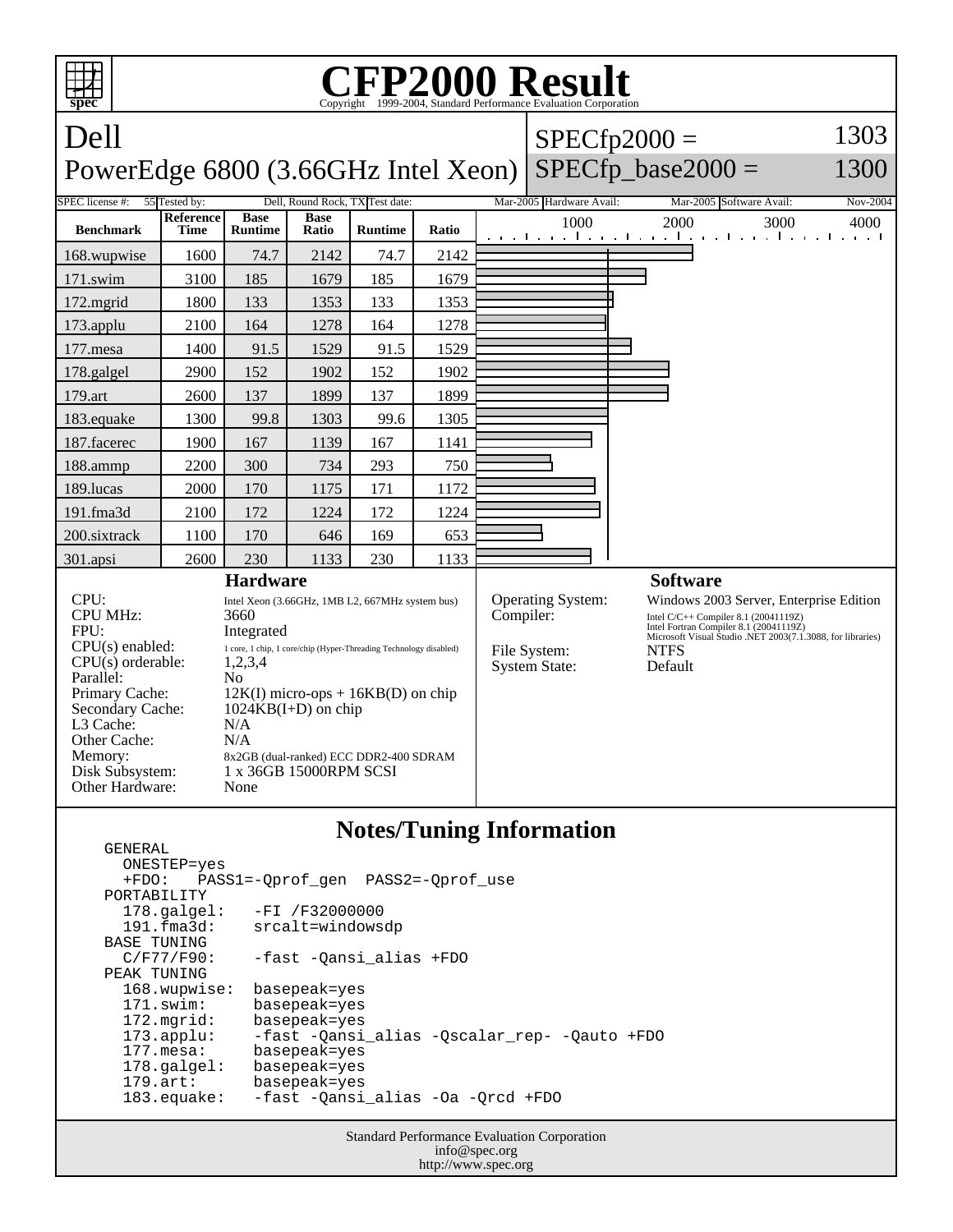# CFP2000 Result

Copyright 1999-2004, Standard Performance Evaluation Corporation

## Dell
## PowerEdge 6800 (3.66GHz Intel Xeon)

SPECfp2000 = 1303

SPECfp_base2000 = 1300

| SPEC license #: | 55 | Tested by: | Dell, Round Rock, TX | Test date: | Mar-2005 | Hardware Avail: | Mar-2005 | Software Avail: | Nov-2004 |
|---|---|---|---|---|---|---|---|---|---|

| Benchmark | Reference Time | Base Runtime | Base Ratio | Runtime | Ratio |
|---|---|---|---|---|---|
| 168.wupwise | 1600 | 74.7 | 2142 | 74.7 | 2142 |
| 171.swim | 3100 | 185 | 1679 | 185 | 1679 |
| 172.mgrid | 1800 | 133 | 1353 | 133 | 1353 |
| 173.applu | 2100 | 164 | 1278 | 164 | 1278 |
| 177.mesa | 1400 | 91.5 | 1529 | 91.5 | 1529 |
| 178.galgel | 2900 | 152 | 1902 | 152 | 1902 |
| 179.art | 2600 | 137 | 1899 | 137 | 1899 |
| 183.equake | 1300 | 99.8 | 1303 | 99.6 | 1305 |
| 187.facerec | 1900 | 167 | 1139 | 167 | 1141 |
| 188.ammp | 2200 | 300 | 734 | 293 | 750 |
| 189.lucas | 2000 | 170 | 1175 | 171 | 1172 |
| 191.fma3d | 2100 | 172 | 1224 | 172 | 1224 |
| 200.sixtrack | 1100 | 170 | 646 | 169 | 653 |
| 301.apsi | 2600 | 230 | 1133 | 230 | 1133 |

### Hardware

| | |
|---|---|
| CPU: | Intel Xeon (3.66GHz, 1MB L2, 667MHz system bus) |
| CPU MHz: | 3660 |
| FPU: | Integrated |
| CPU(s) enabled: | 1 core, 1 chip, 1 core/chip (Hyper-Threading Technology disabled) |
| CPU(s) orderable: | 1,2,3,4 |
| Parallel: | No |
| Primary Cache: | 12K(I) micro-ops + 16KB(D) on chip |
| Secondary Cache: | 1024KB(I+D) on chip |
| L3 Cache: | N/A |
| Other Cache: | N/A |
| Memory: | 8x2GB (dual-ranked) ECC DDR2-400 SDRAM |
| Disk Subsystem: | 1 x 36GB 15000RPM SCSI |
| Other Hardware: | None |

### Software

| | |
|---|---|
| Operating System: | Windows 2003 Server, Enterprise Edition |
| Compiler: | Intel C/C++ Compiler 8.1 (20041119Z)<br>Intel Fortran Compiler 8.1 (20041119Z)<br>Microsoft Visual Studio .NET 2003(7.1.3088, for libraries) |
| File System: | NTFS |
| System State: | Default |

## Notes/Tuning Information

```
GENERAL
  ONESTEP=yes
  +FDO:   PASS1=-Qprof_gen  PASS2=-Qprof_use
PORTABILITY
  178.galgel:   -FI /F32000000
  191.fma3d:    srcalt=windowsdp
BASE TUNING
  C/F77/F90:    -fast -Qansi_alias +FDO
PEAK TUNING
  168.wupwise:  basepeak=yes
  171.swim:     basepeak=yes
  172.mgrid:    basepeak=yes
  173.applu:    -fast -Qansi_alias -Qscalar_rep- -Qauto +FDO
  177.mesa:     basepeak=yes
  178.galgel:   basepeak=yes
  179.art:      basepeak=yes
  183.equake:   -fast -Qansi_alias -Oa -Qrcd +FDO
```

Standard Performance Evaluation Corporation
info@spec.org
http://www.spec.org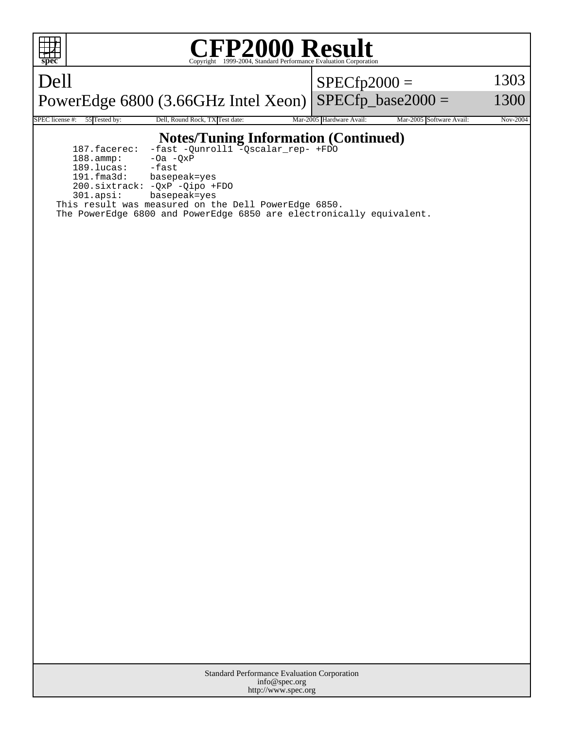# CFP2000 Result

Copyright 1999-2004, Standard Performance Evaluation Corporation

Dell
PowerEdge 6800 (3.66GHz Intel Xeon)

SPECfp2000 = 1303
SPECfp_base2000 = 1300

| SPEC license #: | 55 | Tested by: | Dell, Round Rock, TX | Test date: | Mar-2005 | Hardware Avail: | Mar-2005 | Software Avail: | Nov-2004 |
|---|---|---|---|---|---|---|---|---|---|

## Notes/Tuning Information (Continued)

```
    187.facerec:  -fast -Qunroll1 -Qscalar_rep- +FDO
    188.ammp:     -Oa -QxP
    189.lucas:    -fast
    191.fma3d:    basepeak=yes
    200.sixtrack: -QxP -Qipo +FDO
    301.apsi:     basepeak=yes
This result was measured on the Dell PowerEdge 6850.
The PowerEdge 6800 and PowerEdge 6850 are electronically equivalent.
```

Standard Performance Evaluation Corporation
info@spec.org
http://www.spec.org